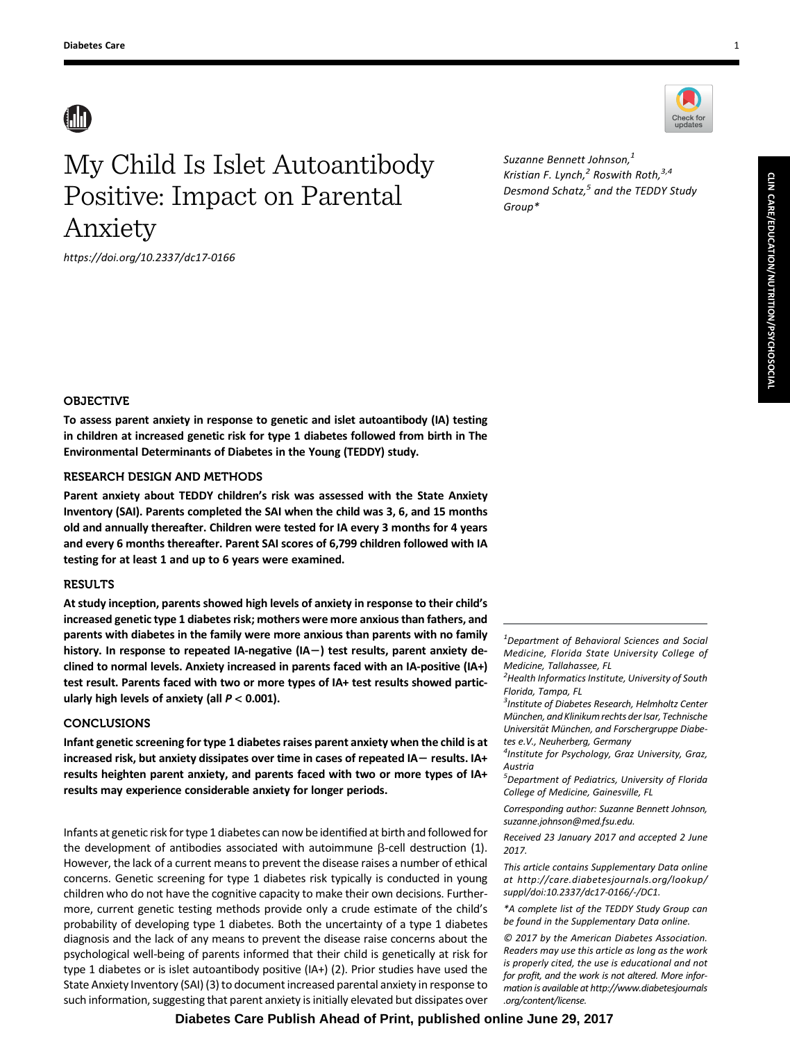# My Child Is Islet Autoantibody Positive: Impact on Parental Anxiety

https://doi.org/10.2337/dc17-0166

*Suzanne Bennett Johnson,[1] Kristian F. Lynch,[2] Roswith Roth,[3,4] Desmond Schatz,[5] and the TEDDY Study Group**

## OBJECTIVE

**To assess parent anxiety in response to genetic and islet autoantibody (IA) testing in children at increased genetic risk for type 1 diabetes followed from birth in The Environmental Determinants of Diabetes in the Young (TEDDY) study.**

## RESEARCH DESIGN AND METHODS

**Parent anxiety about TEDDY children's risk was assessed with the State Anxiety Inventory (SAI). Parents completed the SAI when the child was 3, 6, and 15 months old and annually thereafter. Children were tested for IA every 3 months for 4 years and every 6 months thereafter. Parent SAI scores of 6,799 children followed with IA testing for at least 1 and up to 6 years were examined.**

## RESULTS

**At study inception, parents showed high levels of anxiety in response to their child's increased genetic type 1 diabetes risk; mothers were more anxious than fathers, and parents with diabetes in the family were more anxious than parents with no family history. In response to repeated IA-negative (IA−) test results, parent anxiety declined to normal levels. Anxiety increased in parents faced with an IA-positive (IA+) test result. Parents faced with two or more types of IA+ test results showed particularly high levels of anxiety (all $P < 0.001$).**

## CONCLUSIONS

**Infant genetic screening for type 1 diabetes raises parent anxiety when the child is at increased risk, but anxiety dissipates over time in cases of repeated IA− results. IA+ results heighten parent anxiety, and parents faced with two or more types of IA+ results may experience considerable anxiety for longer periods.**

Infants at genetic risk for type 1 diabetes can now be identified at birth and followed for the development of antibodies associated with autoimmune β-cell destruction (1). However, the lack of a current means to prevent the disease raises a number of ethical concerns. Genetic screening for type 1 diabetes risk typically is conducted in young children who do not have the cognitive capacity to make their own decisions. Furthermore, current genetic testing methods provide only a crude estimate of the child's probability of developing type 1 diabetes. Both the uncertainty of a type 1 diabetes diagnosis and the lack of any means to prevent the disease raise concerns about the psychological well-being of parents informed that their child is genetically at risk for type 1 diabetes or is islet autoantibody positive (IA+) (2). Prior studies have used the State Anxiety Inventory (SAI) (3) to document increased parental anxiety in response to such information, suggesting that parent anxiety is initially elevated but dissipates over

---

[1]Department of Behavioral Sciences and Social Medicine, Florida State University College of Medicine, Tallahassee, FL

[2]Health Informatics Institute, University of South Florida, Tampa, FL

[3]Institute of Diabetes Research, Helmholtz Center München, and Klinikum rechts der Isar, Technische Universität München, and Forschergruppe Diabetes e.V., Neuherberg, Germany

[4]Institute for Psychology, Graz University, Graz, Austria

[5]Department of Pediatrics, University of Florida College of Medicine, Gainesville, FL

Corresponding author: Suzanne Bennett Johnson, suzanne.johnson@med.fsu.edu.

Received 23 January 2017 and accepted 2 June 2017.

This article contains Supplementary Data online at http://care.diabetesjournals.org/lookup/suppl/doi:10.2337/dc17-0166/-/DC1.

*A complete list of the TEDDY Study Group can be found in the Supplementary Data online.

© 2017 by the American Diabetes Association. Readers may use this article as long as the work is properly cited, the use is educational and not for profit, and the work is not altered. More information is available at http://www.diabetesjournals.org/content/license.

Diabetes Care Publish Ahead of Print, published online June 29, 2017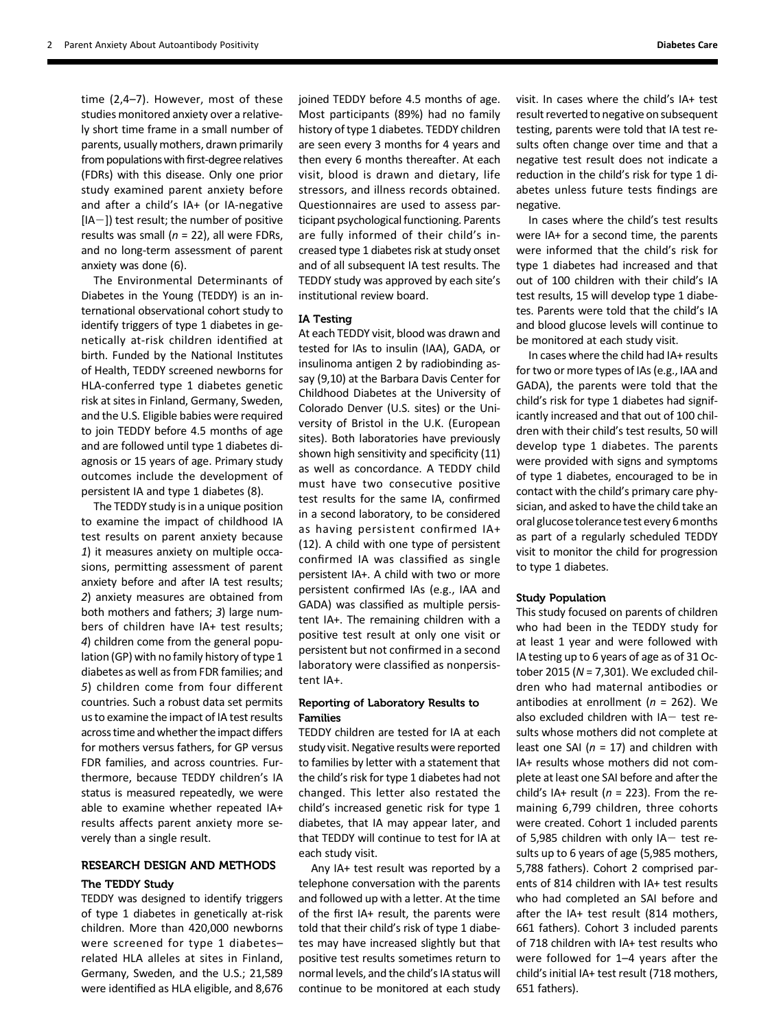time (2,4–7). However, most of these studies monitored anxiety over a relatively short time frame in a small number of parents, usually mothers, drawn primarily from populations with first-degree relatives (FDRs) with this disease. Only one prior study examined parent anxiety before and after a child's IA+ (or IA-negative [IA−]) test result; the number of positive results was small ($n$ = 22), all were FDRs, and no long-term assessment of parent anxiety was done (6).

The Environmental Determinants of Diabetes in the Young (TEDDY) is an international observational cohort study to identify triggers of type 1 diabetes in genetically at-risk children identified at birth. Funded by the National Institutes of Health, TEDDY screened newborns for HLA-conferred type 1 diabetes genetic risk at sites in Finland, Germany, Sweden, and the U.S. Eligible babies were required to join TEDDY before 4.5 months of age and are followed until type 1 diabetes diagnosis or 15 years of age. Primary study outcomes include the development of persistent IA and type 1 diabetes (8).

The TEDDY study is in a unique position to examine the impact of childhood IA test results on parent anxiety because *1*) it measures anxiety on multiple occasions, permitting assessment of parent anxiety before and after IA test results; *2*) anxiety measures are obtained from both mothers and fathers; *3*) large numbers of children have IA+ test results; *4*) children come from the general population (GP) with no family history of type 1 diabetes as well as from FDR families; and *5*) children come from four different countries. Such a robust data set permits us to examine the impact of IA test results across time and whether the impact differs for mothers versus fathers, for GP versus FDR families, and across countries. Furthermore, because TEDDY children's IA status is measured repeatedly, we were able to examine whether repeated IA+ results affects parent anxiety more severely than a single result.

## RESEARCH DESIGN AND METHODS

### The TEDDY Study

TEDDY was designed to identify triggers of type 1 diabetes in genetically at-risk children. More than 420,000 newborns were screened for type 1 diabetes–related HLA alleles at sites in Finland, Germany, Sweden, and the U.S.; 21,589 were identified as HLA eligible, and 8,676 joined TEDDY before 4.5 months of age. Most participants (89%) had no family history of type 1 diabetes. TEDDY children are seen every 3 months for 4 years and then every 6 months thereafter. At each visit, blood is drawn and dietary, life stressors, and illness records obtained. Questionnaires are used to assess participant psychological functioning. Parents are fully informed of their child's increased type 1 diabetes risk at study onset and of all subsequent IA test results. The TEDDY study was approved by each site's institutional review board.

### IA Testing

At each TEDDY visit, blood was drawn and tested for IAs to insulin (IAA), GADA, or insulinoma antigen 2 by radiobinding assay (9,10) at the Barbara Davis Center for Childhood Diabetes at the University of Colorado Denver (U.S. sites) or the University of Bristol in the U.K. (European sites). Both laboratories have previously shown high sensitivity and specificity (11) as well as concordance. A TEDDY child must have two consecutive positive test results for the same IA, confirmed in a second laboratory, to be considered as having persistent confirmed IA+ (12). A child with one type of persistent confirmed IA was classified as single persistent IA+. A child with two or more persistent confirmed IAs (e.g., IAA and GADA) was classified as multiple persistent IA+. The remaining children with a positive test result at only one visit or persistent but not confirmed in a second laboratory were classified as nonpersistent IA+.

### Reporting of Laboratory Results to Families

TEDDY children are tested for IA at each study visit. Negative results were reported to families by letter with a statement that the child's risk for type 1 diabetes had not changed. This letter also restated the child's increased genetic risk for type 1 diabetes, that IA may appear later, and that TEDDY will continue to test for IA at each study visit.

Any IA+ test result was reported by a telephone conversation with the parents and followed up with a letter. At the time of the first IA+ result, the parents were told that their child's risk of type 1 diabetes may have increased slightly but that positive test results sometimes return to normal levels, and the child's IA status will continue to be monitored at each study visit. In cases where the child's IA+ test result reverted to negative on subsequent testing, parents were told that IA test results often change over time and that a negative test result does not indicate a reduction in the child's risk for type 1 diabetes unless future tests findings are negative.

In cases where the child's test results were IA+ for a second time, the parents were informed that the child's risk for type 1 diabetes had increased and that out of 100 children with their child's IA test results, 15 will develop type 1 diabetes. Parents were told that the child's IA and blood glucose levels will continue to be monitored at each study visit.

In cases where the child had IA+ results for two or more types of IAs (e.g., IAA and GADA), the parents were told that the child's risk for type 1 diabetes had significantly increased and that out of 100 children with their child's test results, 50 will develop type 1 diabetes. The parents were provided with signs and symptoms of type 1 diabetes, encouraged to be in contact with the child's primary care physician, and asked to have the child take an oral glucose tolerance test every 6 months as part of a regularly scheduled TEDDY visit to monitor the child for progression to type 1 diabetes.

### Study Population

This study focused on parents of children who had been in the TEDDY study for at least 1 year and were followed with IA testing up to 6 years of age as of 31 October 2015 ($N$ = 7,301). We excluded children who had maternal antibodies or antibodies at enrollment ($n$ = 262). We also excluded children with IA− test results whose mothers did not complete at least one SAI ($n$ = 17) and children with IA+ results whose mothers did not complete at least one SAI before and after the child's IA+ result ($n$ = 223). From the remaining 6,799 children, three cohorts were created. Cohort 1 included parents of 5,985 children with only IA− test results up to 6 years of age (5,985 mothers, 5,788 fathers). Cohort 2 comprised parents of 814 children with IA+ test results who had completed an SAI before and after the IA+ test result (814 mothers, 661 fathers). Cohort 3 included parents of 718 children with IA+ test results who were followed for 1–4 years after the child's initial IA+ test result (718 mothers, 651 fathers).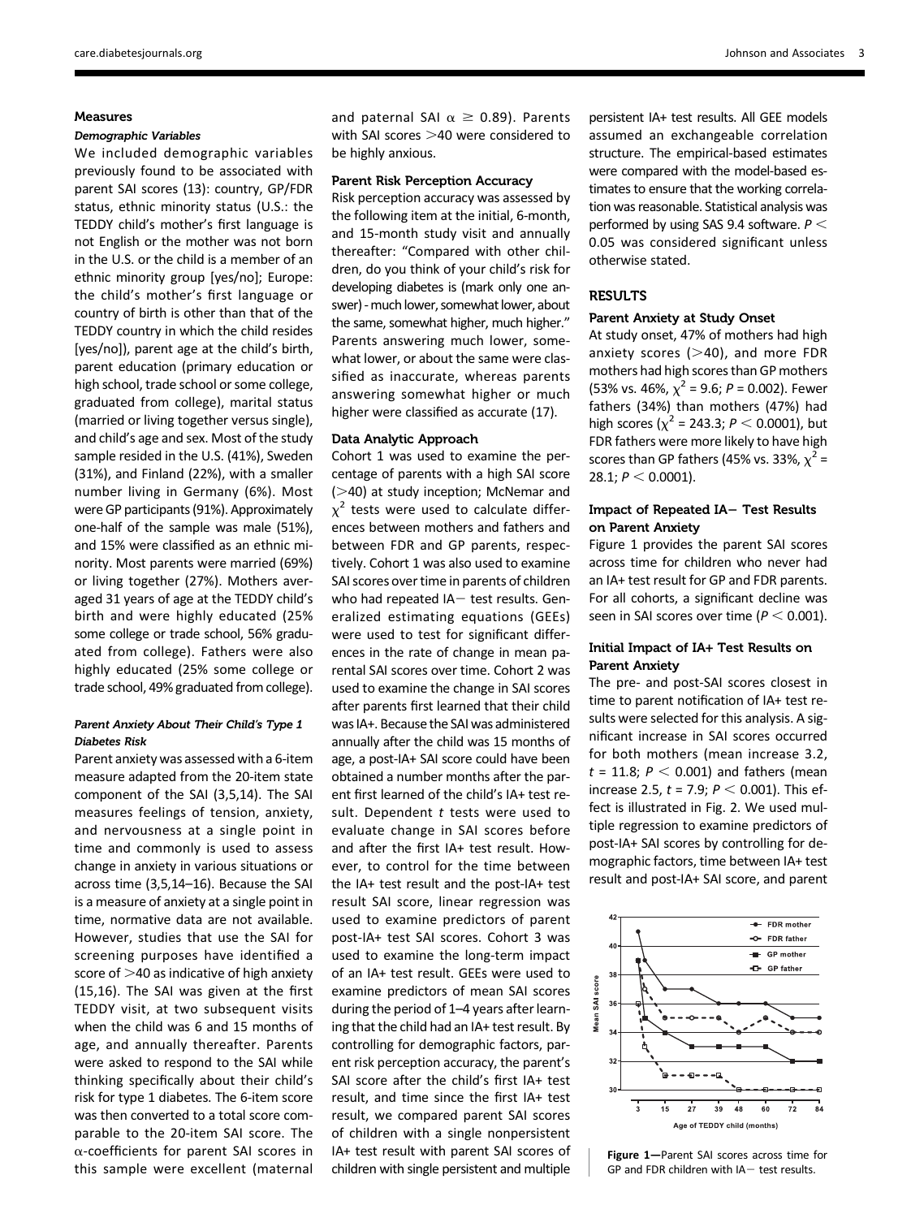### Measures

#### *Demographic Variables*

We included demographic variables previously found to be associated with parent SAI scores (13): country, GP/FDR status, ethnic minority status (U.S.: the TEDDY child's mother's first language is not English or the mother was not born in the U.S. or the child is a member of an ethnic minority group [yes/no]; Europe: the child's mother's first language or country of birth is other than that of the TEDDY country in which the child resides [yes/no]), parent age at the child's birth, parent education (primary education or high school, trade school or some college, graduated from college), marital status (married or living together versus single), and child's age and sex. Most of the study sample resided in the U.S. (41%), Sweden (31%), and Finland (22%), with a smaller number living in Germany (6%). Most were GP participants (91%). Approximately one-half of the sample was male (51%), and 15% were classified as an ethnic minority. Most parents were married (69%) or living together (27%). Mothers averaged 31 years of age at the TEDDY child's birth and were highly educated (25% some college or trade school, 56% graduated from college). Fathers were also highly educated (25% some college or trade school, 49% graduated from college).

#### *Parent Anxiety About Their Child's Type 1 Diabetes Risk*

Parent anxiety was assessed with a 6-item measure adapted from the 20-item state component of the SAI (3,5,14). The SAI measures feelings of tension, anxiety, and nervousness at a single point in time and commonly is used to assess change in anxiety in various situations or across time (3,5,14–16). Because the SAI is a measure of anxiety at a single point in time, normative data are not available. However, studies that use the SAI for screening purposes have identified a score of >40 as indicative of high anxiety (15,16). The SAI was given at the first TEDDY visit, at two subsequent visits when the child was 6 and 15 months of age, and annually thereafter. Parents were asked to respond to the SAI while thinking specifically about their child's risk for type 1 diabetes. The 6-item score was then converted to a total score comparable to the 20-item SAI score. The $\alpha$-coefficients for parent SAI scores in this sample were excellent (maternal and paternal SAI $\alpha \geq 0.89$). Parents with SAI scores >40 were considered to be highly anxious.

### Parent Risk Perception Accuracy

Risk perception accuracy was assessed by the following item at the initial, 6-month, and 15-month study visit and annually thereafter: "Compared with other children, do you think of your child's risk for developing diabetes is (mark only one answer) - much lower, somewhat lower, about the same, somewhat higher, much higher." Parents answering much lower, somewhat lower, or about the same were classified as inaccurate, whereas parents answering somewhat higher or much higher were classified as accurate (17).

### Data Analytic Approach

Cohort 1 was used to examine the percentage of parents with a high SAI score (>40) at study inception; McNemar and $\chi^2$ tests were used to calculate differences between mothers and fathers and between FDR and GP parents, respectively. Cohort 1 was also used to examine SAI scores over time in parents of children who had repeated IA− test results. Generalized estimating equations (GEEs) were used to test for significant differences in the rate of change in mean parental SAI scores over time. Cohort 2 was used to examine the change in SAI scores after parents first learned that their child was IA+. Because the SAI was administered annually after the child was 15 months of age, a post-IA+ SAI score could have been obtained a number months after the parent first learned of the child's IA+ test result. Dependent $t$ tests were used to evaluate change in SAI scores before and after the first IA+ test result. However, to control for the time between the IA+ test result and the post-IA+ test result SAI score, linear regression was used to examine predictors of parent post-IA+ test SAI scores. Cohort 3 was used to examine the long-term impact of an IA+ test result. GEEs were used to examine predictors of mean SAI scores during the period of 1–4 years after learning that the child had an IA+ test result. By controlling for demographic factors, parent risk perception accuracy, the parent's SAI score after the child's first IA+ test result, and time since the first IA+ test result, we compared parent SAI scores of children with a single nonpersistent IA+ test result with parent SAI scores of children with single persistent and multiple persistent IA+ test results. All GEE models assumed an exchangeable correlation structure. The empirical-based estimates were compared with the model-based estimates to ensure that the working correlation was reasonable. Statistical analysis was performed by using SAS 9.4 software. $P < 0.05$ was considered significant unless otherwise stated.

## RESULTS

### Parent Anxiety at Study Onset

At study onset, 47% of mothers had high anxiety scores (>40), and more FDR mothers had high scores than GP mothers (53% vs. 46%, $\chi^2 = 9.6$; $P = 0.002$). Fewer fathers (34%) than mothers (47%) had high scores ($\chi^2 = 243.3$; $P < 0.0001$), but FDR fathers were more likely to have high scores than GP fathers (45% vs. 33%, $\chi^2 = 28.1$; $P < 0.0001$).

### Impact of Repeated IA− Test Results on Parent Anxiety

Figure 1 provides the parent SAI scores across time for children who never had an IA+ test result for GP and FDR parents. For all cohorts, a significant decline was seen in SAI scores over time ($P < 0.001$).

### Initial Impact of IA+ Test Results on Parent Anxiety

The pre- and post-SAI scores closest in time to parent notification of IA+ test results were selected for this analysis. A significant increase in SAI scores occurred for both mothers (mean increase 3.2, $t = 11.8$; $P < 0.001$) and fathers (mean increase 2.5, $t = 7.9$; $P < 0.001$). This effect is illustrated in Fig. 2. We used multiple regression to examine predictors of post-IA+ SAI scores by controlling for demographic factors, time between IA+ test result and post-IA+ SAI score, and parent

**Figure 1**—Parent SAI scores across time for GP and FDR children with IA− test results.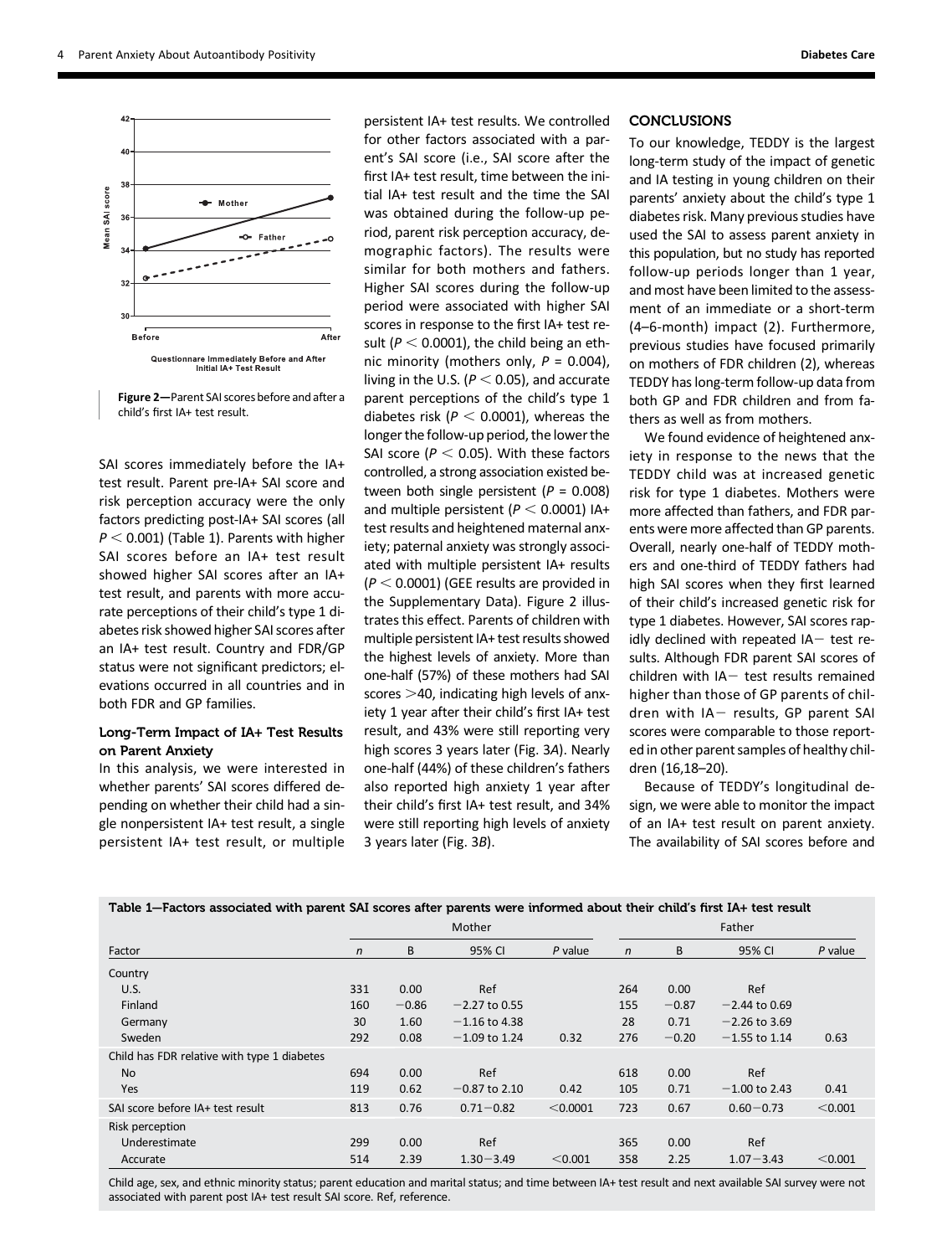Figure 2—Parent SAI scores before and after a child's first IA+ test result.

SAI scores immediately before the IA+ test result. Parent pre-IA+ SAI score and risk perception accuracy were the only factors predicting post-IA+ SAI scores (all $P < 0.001$) (Table 1). Parents with higher SAI scores before an IA+ test result showed higher SAI scores after an IA+ test result, and parents with more accurate perceptions of their child's type 1 diabetes risk showed higher SAI scores after an IA+ test result. Country and FDR/GP status were not significant predictors; elevations occurred in all countries and in both FDR and GP families.

### Long-Term Impact of IA+ Test Results on Parent Anxiety

In this analysis, we were interested in whether parents' SAI scores differed depending on whether their child had a single nonpersistent IA+ test result, a single persistent IA+ test result, or multiple persistent IA+ test results. We controlled for other factors associated with a parent's SAI score (i.e., SAI score after the first IA+ test result, time between the initial IA+ test result and the time the SAI was obtained during the follow-up period, parent risk perception accuracy, demographic factors). The results were similar for both mothers and fathers. Higher SAI scores during the follow-up period were associated with higher SAI scores in response to the first IA+ test result ($P < 0.0001$), the child being an ethnic minority (mothers only, $P = 0.004$), living in the U.S. ($P < 0.05$), and accurate parent perceptions of the child's type 1 diabetes risk ($P < 0.0001$), whereas the longer the follow-up period, the lower the SAI score ($P < 0.05$). With these factors controlled, a strong association existed between both single persistent ($P = 0.008$) and multiple persistent ($P < 0.0001$) IA+ test results and heightened maternal anxiety; paternal anxiety was strongly associated with multiple persistent IA+ results ($P < 0.0001$) (GEE results are provided in the Supplementary Data). Figure 2 illustrates this effect. Parents of children with multiple persistent IA+ test results showed the highest levels of anxiety. More than one-half (57%) of these mothers had SAI scores >40, indicating high levels of anxiety 1 year after their child's first IA+ test result, and 43% were still reporting very high scores 3 years later (Fig. 3*A*). Nearly one-half (44%) of these children's fathers also reported high anxiety 1 year after their child's first IA+ test result, and 34% were still reporting high levels of anxiety 3 years later (Fig. 3*B*).

## CONCLUSIONS

To our knowledge, TEDDY is the largest long-term study of the impact of genetic and IA testing in young children on their parents' anxiety about the child's type 1 diabetes risk. Many previous studies have used the SAI to assess parent anxiety in this population, but no study has reported follow-up periods longer than 1 year, and most have been limited to the assessment of an immediate or a short-term (4–6-month) impact (2). Furthermore, previous studies have focused primarily on mothers of FDR children (2), whereas TEDDY has long-term follow-up data from both GP and FDR children and from fathers as well as from mothers.

We found evidence of heightened anxiety in response to the news that the TEDDY child was at increased genetic risk for type 1 diabetes. Mothers were more affected than fathers, and FDR parents were more affected than GP parents. Overall, nearly one-half of TEDDY mothers and one-third of TEDDY fathers had high SAI scores when they first learned of their child's increased genetic risk for type 1 diabetes. However, SAI scores rapidly declined with repeated IA− test results. Although FDR parent SAI scores of children with IA− test results remained higher than those of GP parents of children with IA− results, GP parent SAI scores were comparable to those reported in other parent samples of healthy children (16,18–20).

Because of TEDDY's longitudinal design, we were able to monitor the impact of an IA+ test result on parent anxiety. The availability of SAI scores before and

**Table 1—Factors associated with parent SAI scores after parents were informed about their child's first IA+ test result**

| | Mother | | | | Father | | | |
|---|---|---|---|---|---|---|---|---|
| Factor | *n* | B | 95% CI | *P* value | *n* | B | 95% CI | *P* value |
| Country | | | | | | | | |
| U.S. | 331 | 0.00 | Ref | | 264 | 0.00 | Ref | |
| Finland | 160 | −0.86 | −2.27 to 0.55 | | 155 | −0.87 | −2.44 to 0.69 | |
| Germany | 30 | 1.60 | −1.16 to 4.38 | | 28 | 0.71 | −2.26 to 3.69 | |
| Sweden | 292 | 0.08 | −1.09 to 1.24 | 0.32 | 276 | −0.20 | −1.55 to 1.14 | 0.63 |
| Child has FDR relative with type 1 diabetes | | | | | | | | |
| No | 694 | 0.00 | Ref | | 618 | 0.00 | Ref | |
| Yes | 119 | 0.62 | −0.87 to 2.10 | 0.42 | 105 | 0.71 | −1.00 to 2.43 | 0.41 |
| SAI score before IA+ test result | 813 | 0.76 | 0.71−0.82 | <0.0001 | 723 | 0.67 | 0.60−0.73 | <0.001 |
| Risk perception | | | | | | | | |
| Underestimate | 299 | 0.00 | Ref | | 365 | 0.00 | Ref | |
| Accurate | 514 | 2.39 | 1.30−3.49 | <0.001 | 358 | 2.25 | 1.07−3.43 | <0.001 |

Child age, sex, and ethnic minority status; parent education and marital status; and time between IA+ test result and next available SAI survey were not associated with parent post IA+ test result SAI score. Ref, reference.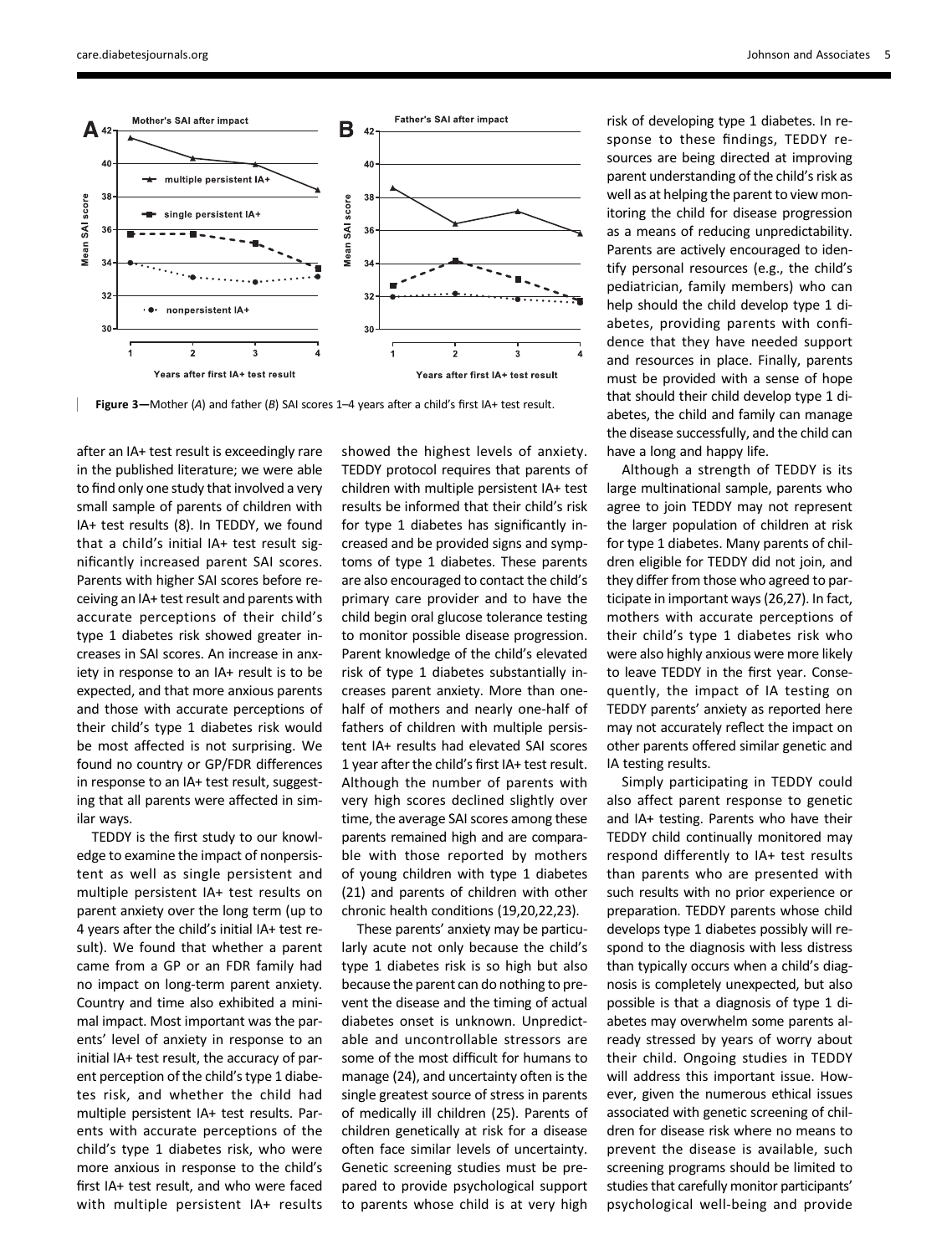**Figure 3**—Mother (*A*) and father (*B*) SAI scores 1–4 years after a child's first IA+ test result.

after an IA+ test result is exceedingly rare in the published literature; we were able to find only one study that involved a very small sample of parents of children with IA+ test results (8). In TEDDY, we found that a child's initial IA+ test result significantly increased parent SAI scores. Parents with higher SAI scores before receiving an IA+ test result and parents with accurate perceptions of their child's type 1 diabetes risk showed greater increases in SAI scores. An increase in anxiety in response to an IA+ result is to be expected, and that more anxious parents and those with accurate perceptions of their child's type 1 diabetes risk would be most affected is not surprising. We found no country or GP/FDR differences in response to an IA+ test result, suggesting that all parents were affected in similar ways.

TEDDY is the first study to our knowledge to examine the impact of nonpersistent as well as single persistent and multiple persistent IA+ test results on parent anxiety over the long term (up to 4 years after the child's initial IA+ test result). We found that whether a parent came from a GP or an FDR family had no impact on long-term parent anxiety. Country and time also exhibited a minimal impact. Most important was the parents' level of anxiety in response to an initial IA+ test result, the accuracy of parent perception of the child's type 1 diabetes risk, and whether the child had multiple persistent IA+ test results. Parents with accurate perceptions of the child's type 1 diabetes risk, who were more anxious in response to the child's first IA+ test result, and who were faced with multiple persistent IA+ results showed the highest levels of anxiety. TEDDY protocol requires that parents of children with multiple persistent IA+ test results be informed that their child's risk for type 1 diabetes has significantly increased and be provided signs and symptoms of type 1 diabetes. These parents are also encouraged to contact the child's primary care provider and to have the child begin oral glucose tolerance testing to monitor possible disease progression. Parent knowledge of the child's elevated risk of type 1 diabetes substantially increases parent anxiety. More than one-half of mothers and nearly one-half of fathers of children with multiple persistent IA+ results had elevated SAI scores 1 year after the child's first IA+ test result. Although the number of parents with very high scores declined slightly over time, the average SAI scores among these parents remained high and are comparable with those reported by mothers of young children with type 1 diabetes (21) and parents of children with other chronic health conditions (19,20,22,23).

These parents' anxiety may be particularly acute not only because the child's type 1 diabetes risk is so high but also because the parent can do nothing to prevent the disease and the timing of actual diabetes onset is unknown. Unpredictable and uncontrollable stressors are some of the most difficult for humans to manage (24), and uncertainty often is the single greatest source of stress in parents of medically ill children (25). Parents of children genetically at risk for a disease often face similar levels of uncertainty. Genetic screening studies must be prepared to provide psychological support to parents whose child is at very high risk of developing type 1 diabetes. In response to these findings, TEDDY resources are being directed at improving parent understanding of the child's risk as well as at helping the parent to view monitoring the child for disease progression as a means of reducing unpredictability. Parents are actively encouraged to identify personal resources (e.g., the child's pediatrician, family members) who can help should the child develop type 1 diabetes, providing parents with confidence that they have needed support and resources in place. Finally, parents must be provided with a sense of hope that should their child develop type 1 diabetes, the child and family can manage the disease successfully, and the child can have a long and happy life.

Although a strength of TEDDY is its large multinational sample, parents who agree to join TEDDY may not represent the larger population of children at risk for type 1 diabetes. Many parents of children eligible for TEDDY did not join, and they differ from those who agreed to participate in important ways (26,27). In fact, mothers with accurate perceptions of their child's type 1 diabetes risk who were also highly anxious were more likely to leave TEDDY in the first year. Consequently, the impact of IA testing on TEDDY parents' anxiety as reported here may not accurately reflect the impact on other parents offered similar genetic and IA testing results.

Simply participating in TEDDY could also affect parent response to genetic and IA+ testing. Parents who have their TEDDY child continually monitored may respond differently to IA+ test results than parents who are presented with such results with no prior experience or preparation. TEDDY parents whose child develops type 1 diabetes possibly will respond to the diagnosis with less distress than typically occurs when a child's diagnosis is completely unexpected, but also possible is that a diagnosis of type 1 diabetes may overwhelm some parents already stressed by years of worry about their child. Ongoing studies in TEDDY will address this important issue. However, given the numerous ethical issues associated with genetic screening of children for disease risk where no means to prevent the disease is available, such screening programs should be limited to studies that carefully monitor participants' psychological well-being and provide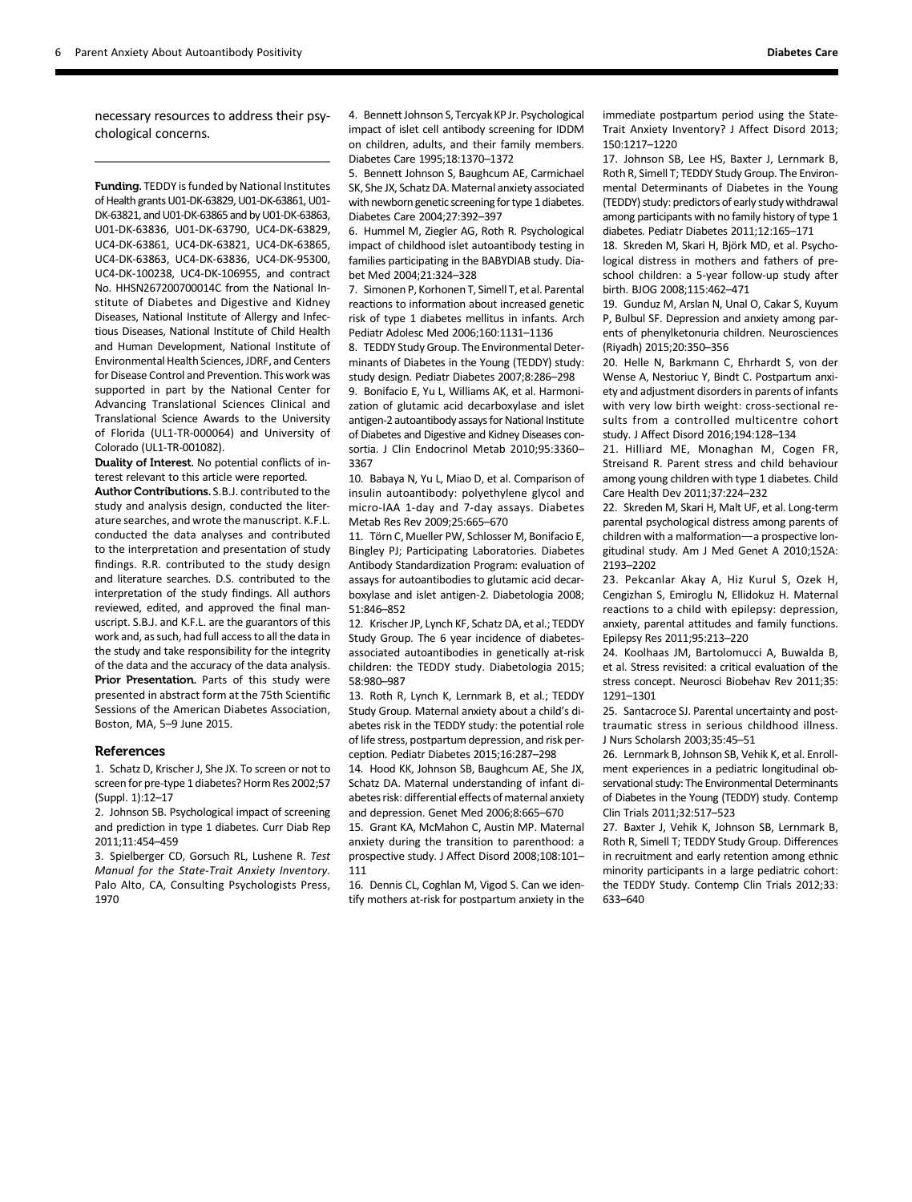necessary resources to address their psychological concerns.

**Funding.** TEDDY is funded by National Institutes of Health grants U01-DK-63829, U01-DK-63861, U01-DK-63821, and U01-DK-63865 and by U01-DK-63863, U01-DK-63836, U01-DK-63790, UC4-DK-63829, UC4-DK-63861, UC4-DK-63821, UC4-DK-63865, UC4-DK-63863, UC4-DK-63836, UC4-DK-95300, UC4-DK-100238, UC4-DK-106955, and contract No. HHSN267200700014C from the National Institute of Diabetes and Digestive and Kidney Diseases, National Institute of Allergy and Infectious Diseases, National Institute of Child Health and Human Development, National Institute of Environmental Health Sciences, JDRF, and Centers for Disease Control and Prevention. This work was supported in part by the National Center for Advancing Translational Sciences Clinical and Translational Science Awards to the University of Florida (UL1-TR-000064) and University of Colorado (UL1-TR-001082).

**Duality of Interest.** No potential conflicts of interest relevant to this article were reported.

**Author Contributions.** S.B.J. contributed to the study and analysis design, conducted the literature searches, and wrote the manuscript. K.F.L. conducted the data analyses and contributed to the interpretation and presentation of study findings. R.R. contributed to the study design and literature searches. D.S. contributed to the interpretation of the study findings. All authors reviewed, edited, and approved the final manuscript. S.B.J. and K.F.L. are the guarantors of this work and, as such, had full access to all the data in the study and take responsibility for the integrity of the data and the accuracy of the data analysis.

**Prior Presentation.** Parts of this study were presented in abstract form at the 75th Scientific Sessions of the American Diabetes Association, Boston, MA, 5–9 June 2015.

## References

1. Schatz D, Krischer J, She JX. To screen or not to screen for pre-type 1 diabetes? Horm Res 2002;57 (Suppl. 1):12–17
2. Johnson SB. Psychological impact of screening and prediction in type 1 diabetes. Curr Diab Rep 2011;11:454–459
3. Spielberger CD, Gorsuch RL, Lushene R. *Test Manual for the State-Trait Anxiety Inventory*. Palo Alto, CA, Consulting Psychologists Press, 1970
4. Bennett Johnson S, Tercyak KP Jr. Psychological impact of islet cell antibody screening for IDDM on children, adults, and their family members. Diabetes Care 1995;18:1370–1372
5. Bennett Johnson S, Baughcum AE, Carmichael SK, She JX, Schatz DA. Maternal anxiety associated with newborn genetic screening for type 1 diabetes. Diabetes Care 2004;27:392–397
6. Hummel M, Ziegler AG, Roth R. Psychological impact of childhood islet autoantibody testing in families participating in the BABYDIAB study. Diabet Med 2004;21:324–328
7. Simonen P, Korhonen T, Simell T, et al. Parental reactions to information about increased genetic risk of type 1 diabetes mellitus in infants. Arch Pediatr Adolesc Med 2006;160:1131–1136
8. TEDDY Study Group. The Environmental Determinants of Diabetes in the Young (TEDDY) study: study design. Pediatr Diabetes 2007;8:286–298
9. Bonifacio E, Yu L, Williams AK, et al. Harmonization of glutamic acid decarboxylase and islet antigen-2 autoantibody assays for National Institute of Diabetes and Digestive and Kidney Diseases consortia. J Clin Endocrinol Metab 2010;95:3360–3367
10. Babaya N, Yu L, Miao D, et al. Comparison of insulin autoantibody: polyethylene glycol and micro-IAA 1-day and 7-day assays. Diabetes Metab Res Rev 2009;25:665–670
11. Törn C, Mueller PW, Schlosser M, Bonifacio E, Bingley PJ; Participating Laboratories. Diabetes Antibody Standardization Program: evaluation of assays for autoantibodies to glutamic acid decarboxylase and islet antigen-2. Diabetologia 2008; 51:846–852
12. Krischer JP, Lynch KF, Schatz DA, et al.; TEDDY Study Group. The 6 year incidence of diabetes-associated autoantibodies in genetically at-risk children: the TEDDY study. Diabetologia 2015; 58:980–987
13. Roth R, Lynch K, Lernmark B, et al.; TEDDY Study Group. Maternal anxiety about a child's diabetes risk in the TEDDY study: the potential role of life stress, postpartum depression, and risk perception. Pediatr Diabetes 2015;16:287–298
14. Hood KK, Johnson SB, Baughcum AE, She JX, Schatz DA. Maternal understanding of infant diabetes risk: differential effects of maternal anxiety and depression. Genet Med 2006;8:665–670
15. Grant KA, McMahon C, Austin MP. Maternal anxiety during the transition to parenthood: a prospective study. J Affect Disord 2008;108:101–111
16. Dennis CL, Coghlan M, Vigod S. Can we identify mothers at-risk for postpartum anxiety in the immediate postpartum period using the State-Trait Anxiety Inventory? J Affect Disord 2013; 150:1217–1220
17. Johnson SB, Lee HS, Baxter J, Lernmark B, Roth R, Simell T; TEDDY Study Group. The Environmental Determinants of Diabetes in the Young (TEDDY) study: predictors of early study withdrawal among participants with no family history of type 1 diabetes. Pediatr Diabetes 2011;12:165–171
18. Skreden M, Skari H, Björk MD, et al. Psychological distress in mothers and fathers of preschool children: a 5-year follow-up study after birth. BJOG 2008;115:462–471
19. Gunduz M, Arslan N, Unal O, Cakar S, Kuyum P, Bulbul SF. Depression and anxiety among parents of phenylketonuria children. Neurosciences (Riyadh) 2015;20:350–356
20. Helle N, Barkmann C, Ehrhardt S, von der Wense A, Nestoriuc Y, Bindt C. Postpartum anxiety and adjustment disorders in parents of infants with very low birth weight: cross-sectional results from a controlled multicentre cohort study. J Affect Disord 2016;194:128–134
21. Hilliard ME, Monaghan M, Cogen FR, Streisand R. Parent stress and child behaviour among young children with type 1 diabetes. Child Care Health Dev 2011;37:224–232
22. Skreden M, Skari H, Malt UF, et al. Long-term parental psychological distress among parents of children with a malformation—a prospective longitudinal study. Am J Med Genet A 2010;152A: 2193–2202
23. Pekcanlar Akay A, Hiz Kurul S, Ozek H, Cengizhan S, Emiroglu N, Ellidokuz H. Maternal reactions to a child with epilepsy: depression, anxiety, parental attitudes and family functions. Epilepsy Res 2011;95:213–220
24. Koolhaas JM, Bartolomucci A, Buwalda B, et al. Stress revisited: a critical evaluation of the stress concept. Neurosci Biobehav Rev 2011;35: 1291–1301
25. Santacroce SJ. Parental uncertainty and posttraumatic stress in serious childhood illness. J Nurs Scholarsh 2003;35:45–51
26. Lernmark B, Johnson SB, Vehik K, et al. Enrollment experiences in a pediatric longitudinal observational study: The Environmental Determinants of Diabetes in the Young (TEDDY) study. Contemp Clin Trials 2011;32:517–523
27. Baxter J, Vehik K, Johnson SB, Lernmark B, Roth R, Simell T; TEDDY Study Group. Differences in recruitment and early retention among ethnic minority participants in a large pediatric cohort: the TEDDY Study. Contemp Clin Trials 2012;33: 633–640